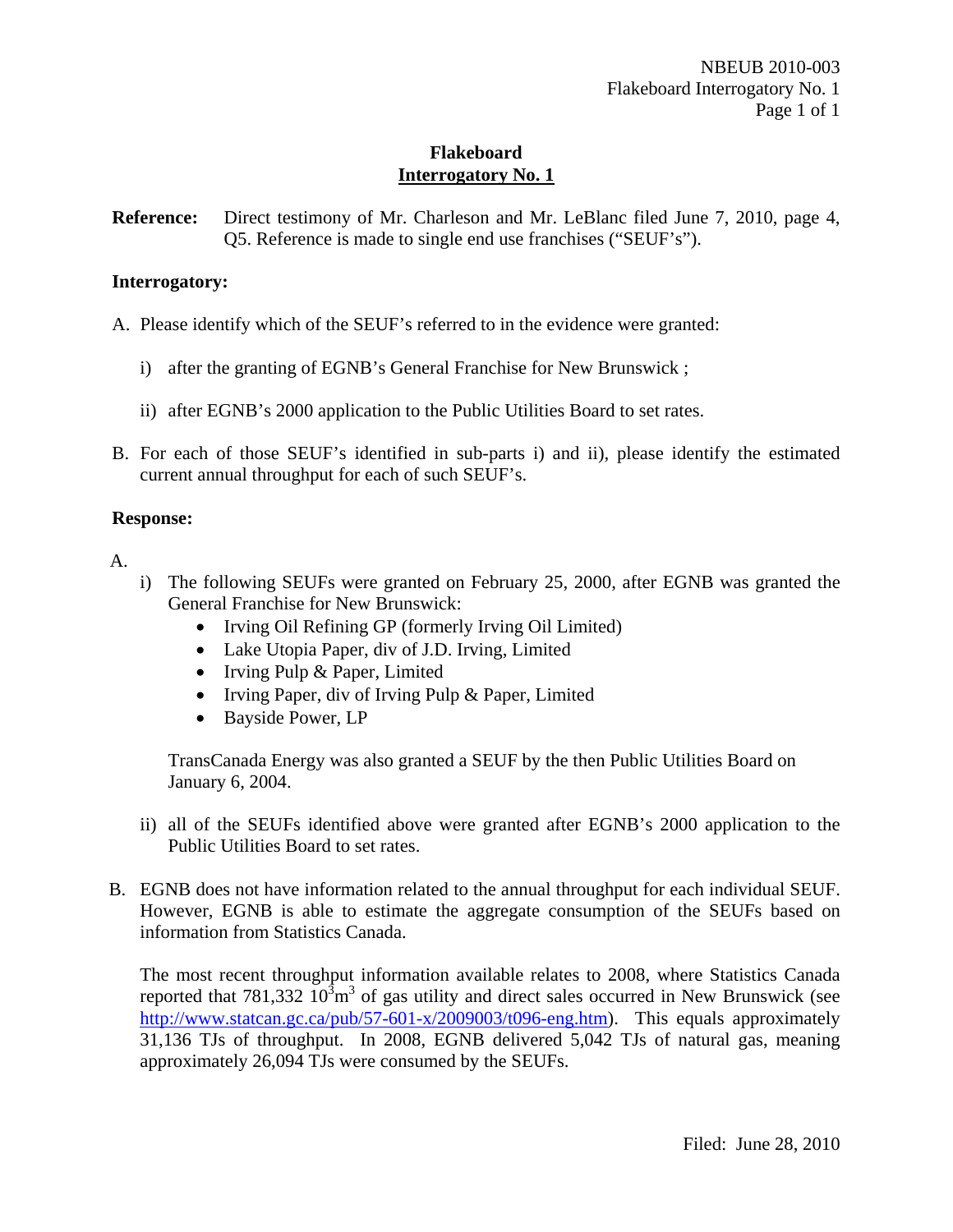# Flakeboard
## Interrogatory No. 1

**Reference:** Direct testimony of Mr. Charleson and Mr. LeBlanc filed June 7, 2010, page 4, Q5. Reference is made to single end use franchises ("SEUF's").

**Interrogatory:**

A. Please identify which of the SEUF's referred to in the evidence were granted:

   i) after the granting of EGNB's General Franchise for New Brunswick ;

   ii) after EGNB's 2000 application to the Public Utilities Board to set rates.

B. For each of those SEUF's identified in sub-parts i) and ii), please identify the estimated current annual throughput for each of such SEUF's.

**Response:**

A.

   i) The following SEUFs were granted on February 25, 2000, after EGNB was granted the General Franchise for New Brunswick:
      - Irving Oil Refining GP (formerly Irving Oil Limited)
      - Lake Utopia Paper, div of J.D. Irving, Limited
      - Irving Pulp & Paper, Limited
      - Irving Paper, div of Irving Pulp & Paper, Limited
      - Bayside Power, LP

      TransCanada Energy was also granted a SEUF by the then Public Utilities Board on January 6, 2004.

   ii) all of the SEUFs identified above were granted after EGNB's 2000 application to the Public Utilities Board to set rates.

B. EGNB does not have information related to the annual throughput for each individual SEUF. However, EGNB is able to estimate the aggregate consumption of the SEUFs based on information from Statistics Canada.

   The most recent throughput information available relates to 2008, where Statistics Canada reported that 781,332 $10^3 m^3$ of gas utility and direct sales occurred in New Brunswick (see http://www.statcan.gc.ca/pub/57-601-x/2009003/t096-eng.htm). This equals approximately 31,136 TJs of throughput. In 2008, EGNB delivered 5,042 TJs of natural gas, meaning approximately 26,094 TJs were consumed by the SEUFs.

Filed: June 28, 2010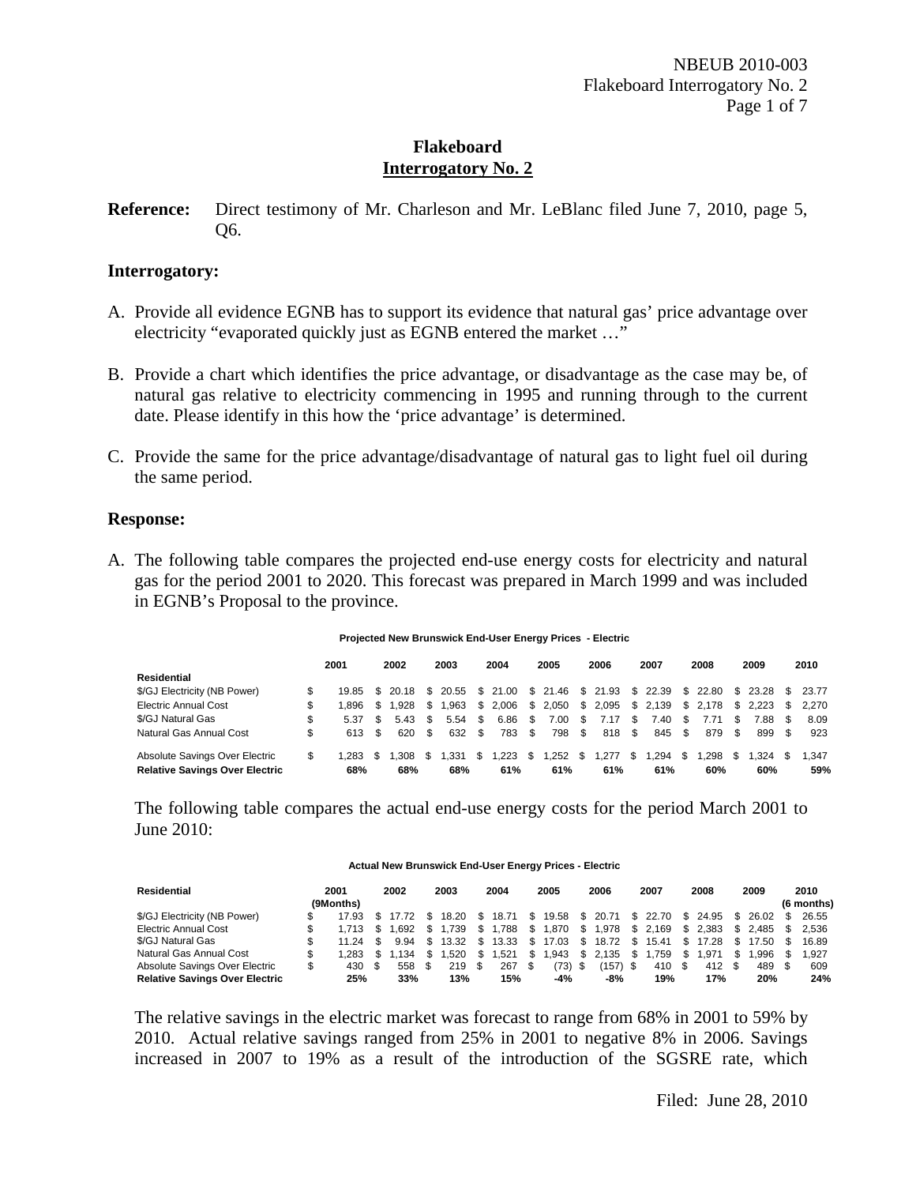# Flakeboard
## Interrogatory No. 2

**Reference:** Direct testimony of Mr. Charleson and Mr. LeBlanc filed June 7, 2010, page 5, Q6.

### Interrogatory:

A. Provide all evidence EGNB has to support its evidence that natural gas' price advantage over electricity "evaporated quickly just as EGNB entered the market …"

B. Provide a chart which identifies the price advantage, or disadvantage as the case may be, of natural gas relative to electricity commencing in 1995 and running through to the current date. Please identify in this how the 'price advantage' is determined.

C. Provide the same for the price advantage/disadvantage of natural gas to light fuel oil during the same period.

### Response:

A. The following table compares the projected end-use energy costs for electricity and natural gas for the period 2001 to 2020. This forecast was prepared in March 1999 and was included in EGNB's Proposal to the province.

**Projected New Brunswick End-User Energy Prices - Electric**

| | 2001 | 2002 | 2003 | 2004 | 2005 | 2006 | 2007 | 2008 | 2009 | 2010 |
|---|---|---|---|---|---|---|---|---|---|---|
| **Residential** | | | | | | | | | | |
| $/GJ Electricity (NB Power) | $ 19.85 | $ 20.18 | $ 20.55 | $ 21.00 | $ 21.46 | $ 21.93 | $ 22.39 | $ 22.80 | $ 23.28 | $ 23.77 |
| Electric Annual Cost | $ 1,896 | $ 1,928 | $ 1,963 | $ 2,006 | $ 2,050 | $ 2,095 | $ 2,139 | $ 2,178 | $ 2,223 | $ 2,270 |
| $/GJ Natural Gas | $ 5.37 | $ 5.43 | $ 5.54 | $ 6.86 | $ 7.00 | $ 7.17 | $ 7.40 | $ 7.71 | $ 7.88 | $ 8.09 |
| Natural Gas Annual Cost | $ 613 | $ 620 | $ 632 | $ 783 | $ 798 | $ 818 | $ 845 | $ 879 | $ 899 | $ 923 |
| Absolute Savings Over Electric | $ 1,283 | $ 1,308 | $ 1,331 | $ 1,223 | $ 1,252 | $ 1,277 | $ 1,294 | $ 1,298 | $ 1,324 | $ 1,347 |
| **Relative Savings Over Electric** | **68%** | **68%** | **68%** | **61%** | **61%** | **61%** | **61%** | **60%** | **60%** | **59%** |

The following table compares the actual end-use energy costs for the period March 2001 to June 2010:

**Actual New Brunswick End-User Energy Prices - Electric**

| **Residential** | 2001 (9Months) | 2002 | 2003 | 2004 | 2005 | 2006 | 2007 | 2008 | 2009 | 2010 (6 months) |
|---|---|---|---|---|---|---|---|---|---|---|
| $/GJ Electricity (NB Power) | $ 17.93 | $ 17.72 | $ 18.20 | $ 18.71 | $ 19.58 | $ 20.71 | $ 22.70 | $ 24.95 | $ 26.02 | $ 26.55 |
| Electric Annual Cost | $ 1,713 | $ 1,692 | $ 1,739 | $ 1,788 | $ 1,870 | $ 1,978 | $ 2,169 | $ 2,383 | $ 2,485 | $ 2,536 |
| $/GJ Natural Gas | $ 11.24 | $ 9.94 | $ 13.32 | $ 13.33 | $ 17.03 | $ 18.72 | $ 15.41 | $ 17.28 | $ 17.50 | $ 16.89 |
| Natural Gas Annual Cost | $ 1,283 | $ 1,134 | $ 1,520 | $ 1,521 | $ 1,943 | $ 2,135 | $ 1,759 | $ 1,971 | $ 1,996 | $ 1,927 |
| Absolute Savings Over Electric | $ 430 | $ 558 | $ 219 | $ 267 | $ (73) | $ (157) | $ 410 | $ 412 | $ 489 | $ 609 |
| **Relative Savings Over Electric** | **25%** | **33%** | **13%** | **15%** | **-4%** | **-8%** | **19%** | **17%** | **20%** | **24%** |

The relative savings in the electric market was forecast to range from 68% in 2001 to 59% by 2010. Actual relative savings ranged from 25% in 2001 to negative 8% in 2006. Savings increased in 2007 to 19% as a result of the introduction of the SGSRE rate, which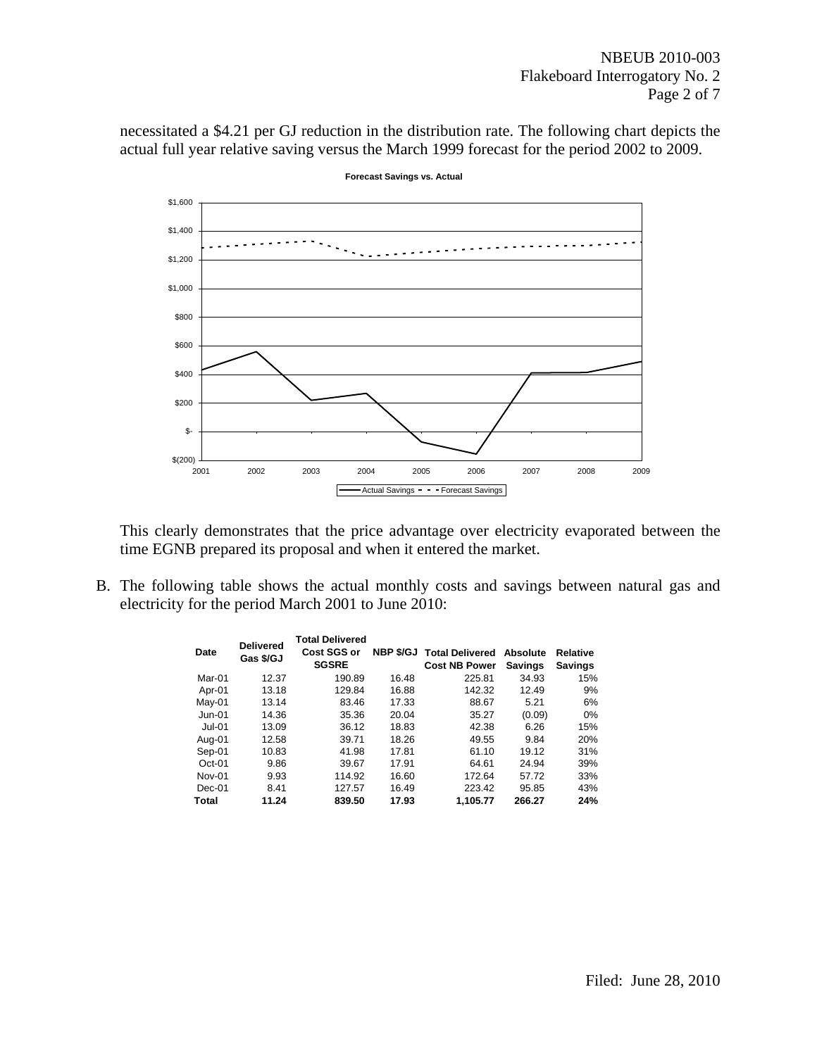necessitated a $4.21 per GJ reduction in the distribution rate. The following chart depicts the actual full year relative saving versus the March 1999 forecast for the period 2002 to 2009.

This clearly demonstrates that the price advantage over electricity evaporated between the time EGNB prepared its proposal and when it entered the market.

B. The following table shows the actual monthly costs and savings between natural gas and electricity for the period March 2001 to June 2010:

| Date | Delivered Gas $/GJ | Total Delivered Cost SGS or SGSRE | NBP $/GJ | Total Delivered Cost NB Power | Absolute Savings | Relative Savings |
|---|---|---|---|---|---|---|
| Mar-01 | 12.37 | 190.89 | 16.48 | 225.81 | 34.93 | 15% |
| Apr-01 | 13.18 | 129.84 | 16.88 | 142.32 | 12.49 | 9% |
| May-01 | 13.14 | 83.46 | 17.33 | 88.67 | 5.21 | 6% |
| Jun-01 | 14.36 | 35.36 | 20.04 | 35.27 | (0.09) | 0% |
| Jul-01 | 13.09 | 36.12 | 18.83 | 42.38 | 6.26 | 15% |
| Aug-01 | 12.58 | 39.71 | 18.26 | 49.55 | 9.84 | 20% |
| Sep-01 | 10.83 | 41.98 | 17.81 | 61.10 | 19.12 | 31% |
| Oct-01 | 9.86 | 39.67 | 17.91 | 64.61 | 24.94 | 39% |
| Nov-01 | 9.93 | 114.92 | 16.60 | 172.64 | 57.72 | 33% |
| Dec-01 | 8.41 | 127.57 | 16.49 | 223.42 | 95.85 | 43% |
| **Total** | **11.24** | **839.50** | **17.93** | **1,105.77** | **266.27** | **24%** |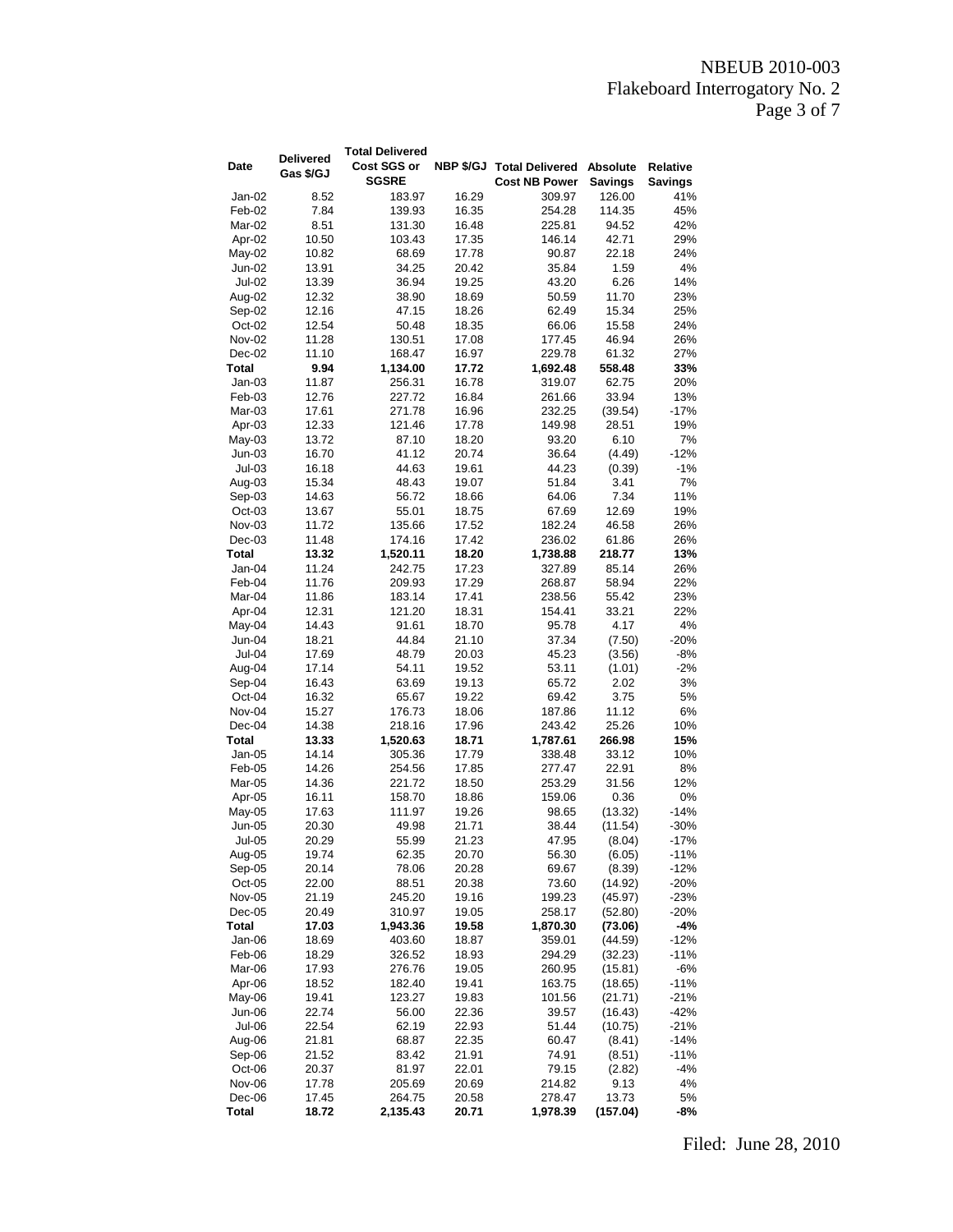| Date | Delivered Gas $/GJ | Total Delivered Cost SGS or SGSRE | NBP $/GJ | Total Delivered Cost NB Power | Absolute Savings | Relative Savings |
|---|---|---|---|---|---|---|
| Jan-02 | 8.52 | 183.97 | 16.29 | 309.97 | 126.00 | 41% |
| Feb-02 | 7.84 | 139.93 | 16.35 | 254.28 | 114.35 | 45% |
| Mar-02 | 8.51 | 131.30 | 16.48 | 225.81 | 94.52 | 42% |
| Apr-02 | 10.50 | 103.43 | 17.35 | 146.14 | 42.71 | 29% |
| May-02 | 10.82 | 68.69 | 17.78 | 90.87 | 22.18 | 24% |
| Jun-02 | 13.91 | 34.25 | 20.42 | 35.84 | 1.59 | 4% |
| Jul-02 | 13.39 | 36.94 | 19.25 | 43.20 | 6.26 | 14% |
| Aug-02 | 12.32 | 38.90 | 18.69 | 50.59 | 11.70 | 23% |
| Sep-02 | 12.16 | 47.15 | 18.26 | 62.49 | 15.34 | 25% |
| Oct-02 | 12.54 | 50.48 | 18.35 | 66.06 | 15.58 | 24% |
| Nov-02 | 11.28 | 130.51 | 17.08 | 177.45 | 46.94 | 26% |
| Dec-02 | 11.10 | 168.47 | 16.97 | 229.78 | 61.32 | 27% |
| **Total** | **9.94** | **1,134.00** | **17.72** | **1,692.48** | **558.48** | **33%** |
| Jan-03 | 11.87 | 256.31 | 16.78 | 319.07 | 62.75 | 20% |
| Feb-03 | 12.76 | 227.72 | 16.84 | 261.66 | 33.94 | 13% |
| Mar-03 | 17.61 | 271.78 | 16.96 | 232.25 | (39.54) | -17% |
| Apr-03 | 12.33 | 121.46 | 17.78 | 149.98 | 28.51 | 19% |
| May-03 | 13.72 | 87.10 | 18.20 | 93.20 | 6.10 | 7% |
| Jun-03 | 16.70 | 41.12 | 20.74 | 36.64 | (4.49) | -12% |
| Jul-03 | 16.18 | 44.63 | 19.61 | 44.23 | (0.39) | -1% |
| Aug-03 | 15.34 | 48.43 | 19.07 | 51.84 | 3.41 | 7% |
| Sep-03 | 14.63 | 56.72 | 18.66 | 64.06 | 7.34 | 11% |
| Oct-03 | 13.67 | 55.01 | 18.75 | 67.69 | 12.69 | 19% |
| Nov-03 | 11.72 | 135.66 | 17.52 | 182.24 | 46.58 | 26% |
| Dec-03 | 11.48 | 174.16 | 17.42 | 236.02 | 61.86 | 26% |
| **Total** | **13.32** | **1,520.11** | **18.20** | **1,738.88** | **218.77** | **13%** |
| Jan-04 | 11.24 | 242.75 | 17.23 | 327.89 | 85.14 | 26% |
| Feb-04 | 11.76 | 209.93 | 17.29 | 268.87 | 58.94 | 22% |
| Mar-04 | 11.86 | 183.14 | 17.41 | 238.56 | 55.42 | 23% |
| Apr-04 | 12.31 | 121.20 | 18.31 | 154.41 | 33.21 | 22% |
| May-04 | 14.43 | 91.61 | 18.70 | 95.78 | 4.17 | 4% |
| Jun-04 | 18.21 | 44.84 | 21.10 | 37.34 | (7.50) | -20% |
| Jul-04 | 17.69 | 48.79 | 20.03 | 45.23 | (3.56) | -8% |
| Aug-04 | 17.14 | 54.11 | 19.52 | 53.11 | (1.01) | -2% |
| Sep-04 | 16.43 | 63.69 | 19.13 | 65.72 | 2.02 | 3% |
| Oct-04 | 16.32 | 65.67 | 19.22 | 69.42 | 3.75 | 5% |
| Nov-04 | 15.27 | 176.73 | 18.06 | 187.86 | 11.12 | 6% |
| Dec-04 | 14.38 | 218.16 | 17.96 | 243.42 | 25.26 | 10% |
| **Total** | **13.33** | **1,520.63** | **18.71** | **1,787.61** | **266.98** | **15%** |
| Jan-05 | 14.14 | 305.36 | 17.79 | 338.48 | 33.12 | 10% |
| Feb-05 | 14.26 | 254.56 | 17.85 | 277.47 | 22.91 | 8% |
| Mar-05 | 14.36 | 221.72 | 18.50 | 253.29 | 31.56 | 12% |
| Apr-05 | 16.11 | 158.70 | 18.86 | 159.06 | 0.36 | 0% |
| May-05 | 17.63 | 111.97 | 19.26 | 98.65 | (13.32) | -14% |
| Jun-05 | 20.30 | 49.98 | 21.71 | 38.44 | (11.54) | -30% |
| Jul-05 | 20.29 | 55.99 | 21.23 | 47.95 | (8.04) | -17% |
| Aug-05 | 19.74 | 62.35 | 20.70 | 56.30 | (6.05) | -11% |
| Sep-05 | 20.14 | 78.06 | 20.28 | 69.67 | (8.39) | -12% |
| Oct-05 | 22.00 | 88.51 | 20.38 | 73.60 | (14.92) | -20% |
| Nov-05 | 21.19 | 245.20 | 19.16 | 199.23 | (45.97) | -23% |
| Dec-05 | 20.49 | 310.97 | 19.05 | 258.17 | (52.80) | -20% |
| **Total** | **17.03** | **1,943.36** | **19.58** | **1,870.30** | **(73.06)** | **-4%** |
| Jan-06 | 18.69 | 403.60 | 18.87 | 359.01 | (44.59) | -12% |
| Feb-06 | 18.29 | 326.52 | 18.93 | 294.29 | (32.23) | -11% |
| Mar-06 | 17.93 | 276.76 | 19.05 | 260.95 | (15.81) | -6% |
| Apr-06 | 18.52 | 182.40 | 19.41 | 163.75 | (18.65) | -11% |
| May-06 | 19.41 | 123.27 | 19.83 | 101.56 | (21.71) | -21% |
| Jun-06 | 22.74 | 56.00 | 22.36 | 39.57 | (16.43) | -42% |
| Jul-06 | 22.54 | 62.19 | 22.93 | 51.44 | (10.75) | -21% |
| Aug-06 | 21.81 | 68.87 | 22.35 | 60.47 | (8.41) | -14% |
| Sep-06 | 21.52 | 83.42 | 21.91 | 74.91 | (8.51) | -11% |
| Oct-06 | 20.37 | 81.97 | 22.01 | 79.15 | (2.82) | -4% |
| Nov-06 | 17.78 | 205.69 | 20.69 | 214.82 | 9.13 | 4% |
| Dec-06 | 17.45 | 264.75 | 20.58 | 278.47 | 13.73 | 5% |
| **Total** | **18.72** | **2,135.43** | **20.71** | **1,978.39** | **(157.04)** | **-8%** |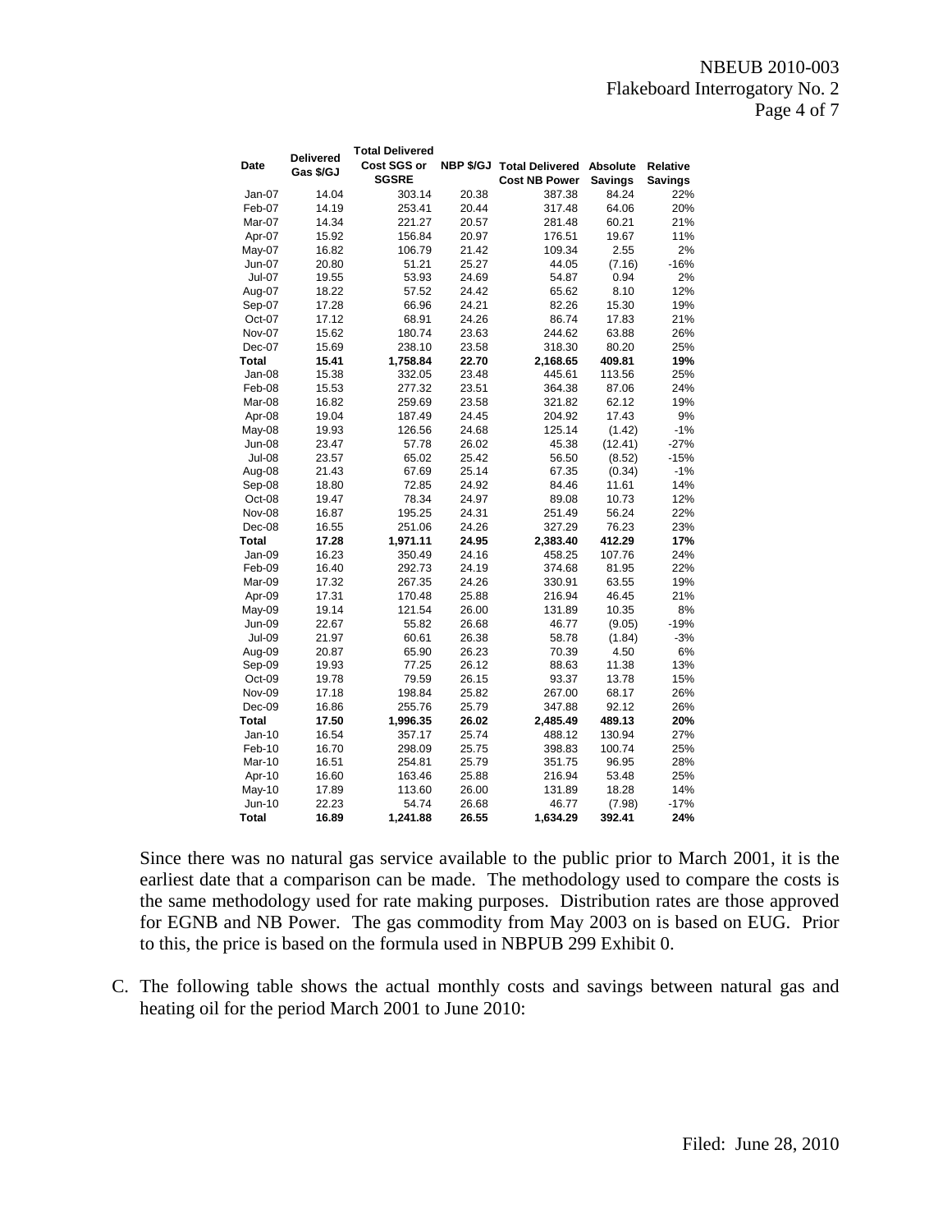| Date | Delivered Gas $/GJ | Total Delivered Cost SGS or SGSRE | NBP $/GJ | Total Delivered Cost NB Power | Absolute Savings | Relative Savings |
|---|---|---|---|---|---|---|
| Jan-07 | 14.04 | 303.14 | 20.38 | 387.38 | 84.24 | 22% |
| Feb-07 | 14.19 | 253.41 | 20.44 | 317.48 | 64.06 | 20% |
| Mar-07 | 14.34 | 221.27 | 20.57 | 281.48 | 60.21 | 21% |
| Apr-07 | 15.92 | 156.84 | 20.97 | 176.51 | 19.67 | 11% |
| May-07 | 16.82 | 106.79 | 21.42 | 109.34 | 2.55 | 2% |
| Jun-07 | 20.80 | 51.21 | 25.27 | 44.05 | (7.16) | -16% |
| Jul-07 | 19.55 | 53.93 | 24.69 | 54.87 | 0.94 | 2% |
| Aug-07 | 18.22 | 57.52 | 24.42 | 65.62 | 8.10 | 12% |
| Sep-07 | 17.28 | 66.96 | 24.21 | 82.26 | 15.30 | 19% |
| Oct-07 | 17.12 | 68.91 | 24.26 | 86.74 | 17.83 | 21% |
| Nov-07 | 15.62 | 180.74 | 23.63 | 244.62 | 63.88 | 26% |
| Dec-07 | 15.69 | 238.10 | 23.58 | 318.30 | 80.20 | 25% |
| **Total** | **15.41** | **1,758.84** | **22.70** | **2,168.65** | **409.81** | **19%** |
| Jan-08 | 15.38 | 332.05 | 23.48 | 445.61 | 113.56 | 25% |
| Feb-08 | 15.53 | 277.32 | 23.51 | 364.38 | 87.06 | 24% |
| Mar-08 | 16.82 | 259.69 | 23.58 | 321.82 | 62.12 | 19% |
| Apr-08 | 19.04 | 187.49 | 24.45 | 204.92 | 17.43 | 9% |
| May-08 | 19.93 | 126.56 | 24.68 | 125.14 | (1.42) | -1% |
| Jun-08 | 23.47 | 57.78 | 26.02 | 45.38 | (12.41) | -27% |
| Jul-08 | 23.57 | 65.02 | 25.42 | 56.50 | (8.52) | -15% |
| Aug-08 | 21.43 | 67.69 | 25.14 | 67.35 | (0.34) | -1% |
| Sep-08 | 18.80 | 72.85 | 24.92 | 84.46 | 11.61 | 14% |
| Oct-08 | 19.47 | 78.34 | 24.97 | 89.08 | 10.73 | 12% |
| Nov-08 | 16.87 | 195.25 | 24.31 | 251.49 | 56.24 | 22% |
| Dec-08 | 16.55 | 251.06 | 24.26 | 327.29 | 76.23 | 23% |
| **Total** | **17.28** | **1,971.11** | **24.95** | **2,383.40** | **412.29** | **17%** |
| Jan-09 | 16.23 | 350.49 | 24.16 | 458.25 | 107.76 | 24% |
| Feb-09 | 16.40 | 292.73 | 24.19 | 374.68 | 81.95 | 22% |
| Mar-09 | 17.32 | 267.35 | 24.26 | 330.91 | 63.55 | 19% |
| Apr-09 | 17.31 | 170.48 | 25.88 | 216.94 | 46.45 | 21% |
| May-09 | 19.14 | 121.54 | 26.00 | 131.89 | 10.35 | 8% |
| Jun-09 | 22.67 | 55.82 | 26.68 | 46.77 | (9.05) | -19% |
| Jul-09 | 21.97 | 60.61 | 26.38 | 58.78 | (1.84) | -3% |
| Aug-09 | 20.87 | 65.90 | 26.23 | 70.39 | 4.50 | 6% |
| Sep-09 | 19.93 | 77.25 | 26.12 | 88.63 | 11.38 | 13% |
| Oct-09 | 19.78 | 79.59 | 26.15 | 93.37 | 13.78 | 15% |
| Nov-09 | 17.18 | 198.84 | 25.82 | 267.00 | 68.17 | 26% |
| Dec-09 | 16.86 | 255.76 | 25.79 | 347.88 | 92.12 | 26% |
| **Total** | **17.50** | **1,996.35** | **26.02** | **2,485.49** | **489.13** | **20%** |
| Jan-10 | 16.54 | 357.17 | 25.74 | 488.12 | 130.94 | 27% |
| Feb-10 | 16.70 | 298.09 | 25.75 | 398.83 | 100.74 | 25% |
| Mar-10 | 16.51 | 254.81 | 25.79 | 351.75 | 96.95 | 28% |
| Apr-10 | 16.60 | 163.46 | 25.88 | 216.94 | 53.48 | 25% |
| May-10 | 17.89 | 113.60 | 26.00 | 131.89 | 18.28 | 14% |
| Jun-10 | 22.23 | 54.74 | 26.68 | 46.77 | (7.98) | -17% |
| **Total** | **16.89** | **1,241.88** | **26.55** | **1,634.29** | **392.41** | **24%** |

Since there was no natural gas service available to the public prior to March 2001, it is the earliest date that a comparison can be made. The methodology used to compare the costs is the same methodology used for rate making purposes. Distribution rates are those approved for EGNB and NB Power. The gas commodity from May 2003 on is based on EUG. Prior to this, the price is based on the formula used in NBPUB 299 Exhibit 0.

C. The following table shows the actual monthly costs and savings between natural gas and heating oil for the period March 2001 to June 2010: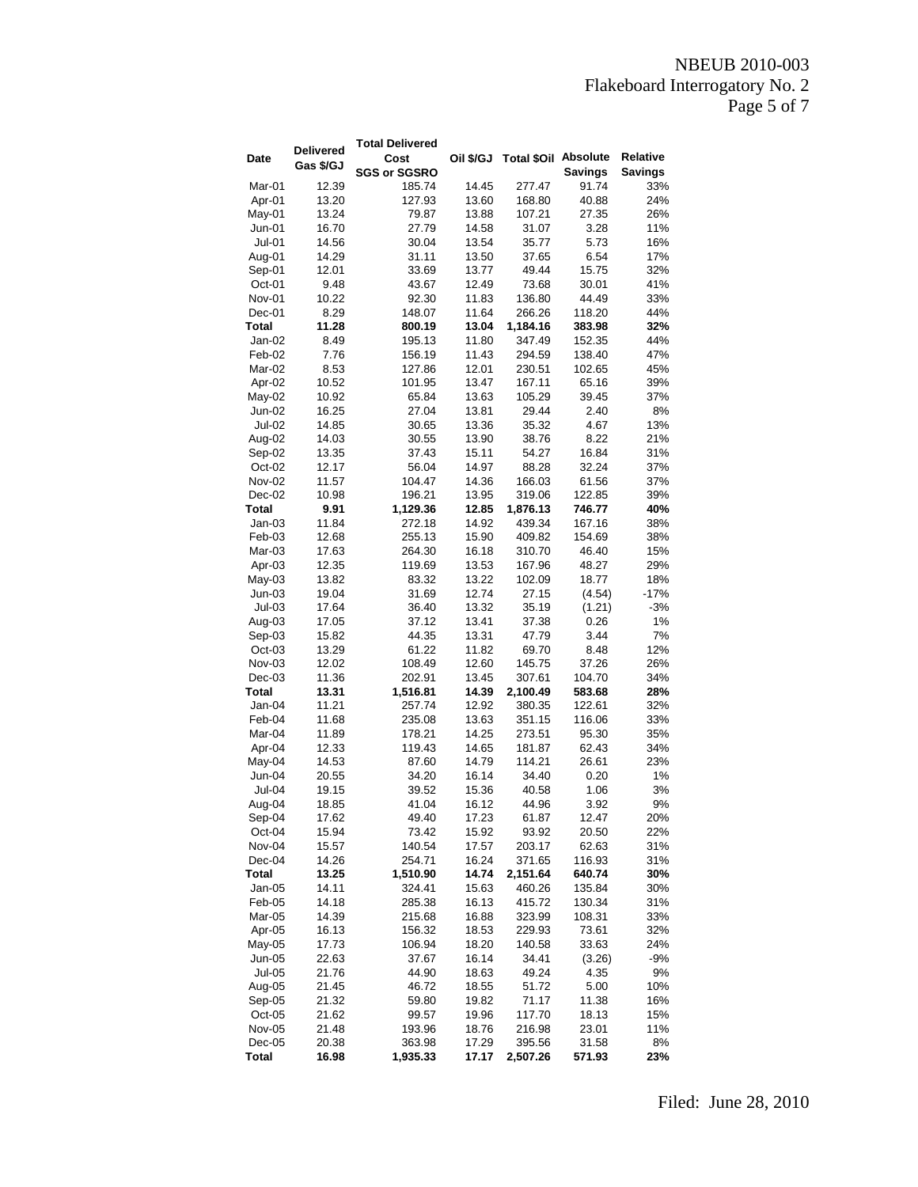| Date | Delivered Gas $/GJ | Total Delivered Cost SGS or SGSRO | Oil $/GJ | Total $Oil | Absolute Savings | Relative Savings |
|---|---|---|---|---|---|---|
| Mar-01 | 12.39 | 185.74 | 14.45 | 277.47 | 91.74 | 33% |
| Apr-01 | 13.20 | 127.93 | 13.60 | 168.80 | 40.88 | 24% |
| May-01 | 13.24 | 79.87 | 13.88 | 107.21 | 27.35 | 26% |
| Jun-01 | 16.70 | 27.79 | 14.58 | 31.07 | 3.28 | 11% |
| Jul-01 | 14.56 | 30.04 | 13.54 | 35.77 | 5.73 | 16% |
| Aug-01 | 14.29 | 31.11 | 13.50 | 37.65 | 6.54 | 17% |
| Sep-01 | 12.01 | 33.69 | 13.77 | 49.44 | 15.75 | 32% |
| Oct-01 | 9.48 | 43.67 | 12.49 | 73.68 | 30.01 | 41% |
| Nov-01 | 10.22 | 92.30 | 11.83 | 136.80 | 44.49 | 33% |
| Dec-01 | 8.29 | 148.07 | 11.64 | 266.26 | 118.20 | 44% |
| **Total** | **11.28** | **800.19** | **13.04** | **1,184.16** | **383.98** | **32%** |
| Jan-02 | 8.49 | 195.13 | 11.80 | 347.49 | 152.35 | 44% |
| Feb-02 | 7.76 | 156.19 | 11.43 | 294.59 | 138.40 | 47% |
| Mar-02 | 8.53 | 127.86 | 12.01 | 230.51 | 102.65 | 45% |
| Apr-02 | 10.52 | 101.95 | 13.47 | 167.11 | 65.16 | 39% |
| May-02 | 10.92 | 65.84 | 13.63 | 105.29 | 39.45 | 37% |
| Jun-02 | 16.25 | 27.04 | 13.81 | 29.44 | 2.40 | 8% |
| Jul-02 | 14.85 | 30.65 | 13.36 | 35.32 | 4.67 | 13% |
| Aug-02 | 14.03 | 30.55 | 13.90 | 38.76 | 8.22 | 21% |
| Sep-02 | 13.35 | 37.43 | 15.11 | 54.27 | 16.84 | 31% |
| Oct-02 | 12.17 | 56.04 | 14.97 | 88.28 | 32.24 | 37% |
| Nov-02 | 11.57 | 104.47 | 14.36 | 166.03 | 61.56 | 37% |
| Dec-02 | 10.98 | 196.21 | 13.95 | 319.06 | 122.85 | 39% |
| **Total** | **9.91** | **1,129.36** | **12.85** | **1,876.13** | **746.77** | **40%** |
| Jan-03 | 11.84 | 272.18 | 14.92 | 439.34 | 167.16 | 38% |
| Feb-03 | 12.68 | 255.13 | 15.90 | 409.82 | 154.69 | 38% |
| Mar-03 | 17.63 | 264.30 | 16.18 | 310.70 | 46.40 | 15% |
| Apr-03 | 12.35 | 119.69 | 13.53 | 167.96 | 48.27 | 29% |
| May-03 | 13.82 | 83.32 | 13.22 | 102.09 | 18.77 | 18% |
| Jun-03 | 19.04 | 31.69 | 12.74 | 27.15 | (4.54) | -17% |
| Jul-03 | 17.64 | 36.40 | 13.32 | 35.19 | (1.21) | -3% |
| Aug-03 | 17.05 | 37.12 | 13.41 | 37.38 | 0.26 | 1% |
| Sep-03 | 15.82 | 44.35 | 13.31 | 47.79 | 3.44 | 7% |
| Oct-03 | 13.29 | 61.22 | 11.82 | 69.70 | 8.48 | 12% |
| Nov-03 | 12.02 | 108.49 | 12.60 | 145.75 | 37.26 | 26% |
| Dec-03 | 11.36 | 202.91 | 13.45 | 307.61 | 104.70 | 34% |
| **Total** | **13.31** | **1,516.81** | **14.39** | **2,100.49** | **583.68** | **28%** |
| Jan-04 | 11.21 | 257.74 | 12.92 | 380.35 | 122.61 | 32% |
| Feb-04 | 11.68 | 235.08 | 13.63 | 351.15 | 116.06 | 33% |
| Mar-04 | 11.89 | 178.21 | 14.25 | 273.51 | 95.30 | 35% |
| Apr-04 | 12.33 | 119.43 | 14.65 | 181.87 | 62.43 | 34% |
| May-04 | 14.53 | 87.60 | 14.79 | 114.21 | 26.61 | 23% |
| Jun-04 | 20.55 | 34.20 | 16.14 | 34.40 | 0.20 | 1% |
| Jul-04 | 19.15 | 39.52 | 15.36 | 40.58 | 1.06 | 3% |
| Aug-04 | 18.85 | 41.04 | 16.12 | 44.96 | 3.92 | 9% |
| Sep-04 | 17.62 | 49.40 | 17.23 | 61.87 | 12.47 | 20% |
| Oct-04 | 15.94 | 73.42 | 15.92 | 93.92 | 20.50 | 22% |
| Nov-04 | 15.57 | 140.54 | 17.57 | 203.17 | 62.63 | 31% |
| Dec-04 | 14.26 | 254.71 | 16.24 | 371.65 | 116.93 | 31% |
| **Total** | **13.25** | **1,510.90** | **14.74** | **2,151.64** | **640.74** | **30%** |
| Jan-05 | 14.11 | 324.41 | 15.63 | 460.26 | 135.84 | 30% |
| Feb-05 | 14.18 | 285.38 | 16.13 | 415.72 | 130.34 | 31% |
| Mar-05 | 14.39 | 215.68 | 16.88 | 323.99 | 108.31 | 33% |
| Apr-05 | 16.13 | 156.32 | 18.53 | 229.93 | 73.61 | 32% |
| May-05 | 17.73 | 106.94 | 18.20 | 140.58 | 33.63 | 24% |
| Jun-05 | 22.63 | 37.67 | 16.14 | 34.41 | (3.26) | -9% |
| Jul-05 | 21.76 | 44.90 | 18.63 | 49.24 | 4.35 | 9% |
| Aug-05 | 21.45 | 46.72 | 18.55 | 51.72 | 5.00 | 10% |
| Sep-05 | 21.32 | 59.80 | 19.82 | 71.17 | 11.38 | 16% |
| Oct-05 | 21.62 | 99.57 | 19.96 | 117.70 | 18.13 | 15% |
| Nov-05 | 21.48 | 193.96 | 18.76 | 216.98 | 23.01 | 11% |
| Dec-05 | 20.38 | 363.98 | 17.29 | 395.56 | 31.58 | 8% |
| **Total** | **16.98** | **1,935.33** | **17.17** | **2,507.26** | **571.93** | **23%** |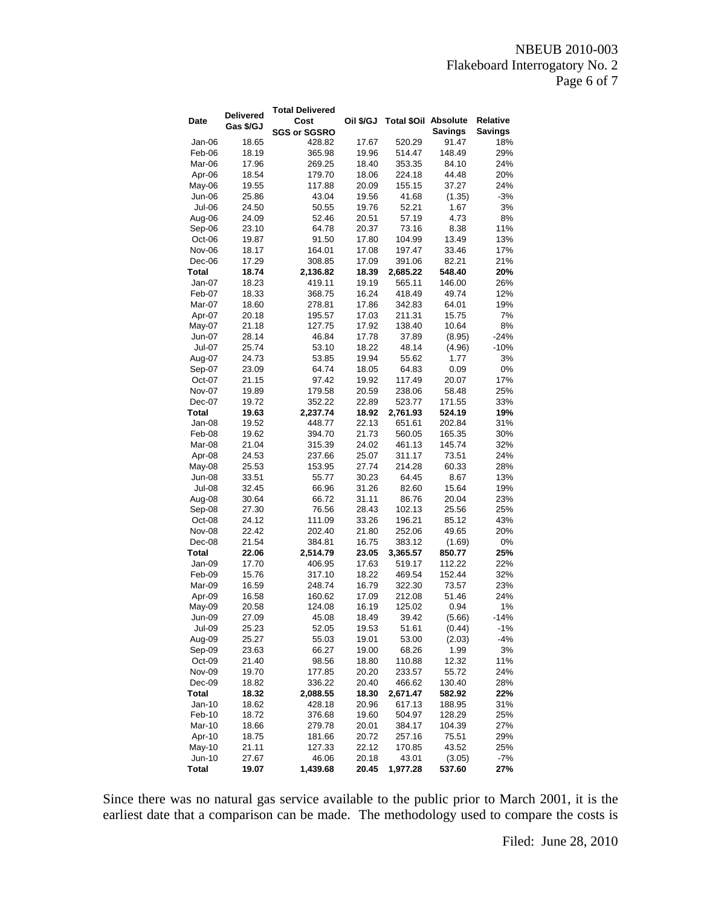| Date | Delivered Gas $/GJ | Total Delivered Cost SGS or SGSRO | Oil $/GJ | Total $Oil | Absolute Savings | Relative Savings |
|---|---|---|---|---|---|---|
| Jan-06 | 18.65 | 428.82 | 17.67 | 520.29 | 91.47 | 18% |
| Feb-06 | 18.19 | 365.98 | 19.96 | 514.47 | 148.49 | 29% |
| Mar-06 | 17.96 | 269.25 | 18.40 | 353.35 | 84.10 | 24% |
| Apr-06 | 18.54 | 179.70 | 18.06 | 224.18 | 44.48 | 20% |
| May-06 | 19.55 | 117.88 | 20.09 | 155.15 | 37.27 | 24% |
| Jun-06 | 25.86 | 43.04 | 19.56 | 41.68 | (1.35) | -3% |
| Jul-06 | 24.50 | 50.55 | 19.76 | 52.21 | 1.67 | 3% |
| Aug-06 | 24.09 | 52.46 | 20.51 | 57.19 | 4.73 | 8% |
| Sep-06 | 23.10 | 64.78 | 20.37 | 73.16 | 8.38 | 11% |
| Oct-06 | 19.87 | 91.50 | 17.80 | 104.99 | 13.49 | 13% |
| Nov-06 | 18.17 | 164.01 | 17.08 | 197.47 | 33.46 | 17% |
| Dec-06 | 17.29 | 308.85 | 17.09 | 391.06 | 82.21 | 21% |
| **Total** | **18.74** | **2,136.82** | **18.39** | **2,685.22** | **548.40** | **20%** |
| Jan-07 | 18.23 | 419.11 | 19.19 | 565.11 | 146.00 | 26% |
| Feb-07 | 18.33 | 368.75 | 16.24 | 418.49 | 49.74 | 12% |
| Mar-07 | 18.60 | 278.81 | 17.86 | 342.83 | 64.01 | 19% |
| Apr-07 | 20.18 | 195.57 | 17.03 | 211.31 | 15.75 | 7% |
| May-07 | 21.18 | 127.75 | 17.92 | 138.40 | 10.64 | 8% |
| Jun-07 | 28.14 | 46.84 | 17.78 | 37.89 | (8.95) | -24% |
| Jul-07 | 25.74 | 53.10 | 18.22 | 48.14 | (4.96) | -10% |
| Aug-07 | 24.73 | 53.85 | 19.94 | 55.62 | 1.77 | 3% |
| Sep-07 | 23.09 | 64.74 | 18.05 | 64.83 | 0.09 | 0% |
| Oct-07 | 21.15 | 97.42 | 19.92 | 117.49 | 20.07 | 17% |
| Nov-07 | 19.89 | 179.58 | 20.59 | 238.06 | 58.48 | 25% |
| Dec-07 | 19.72 | 352.22 | 22.89 | 523.77 | 171.55 | 33% |
| **Total** | **19.63** | **2,237.74** | **18.92** | **2,761.93** | **524.19** | **19%** |
| Jan-08 | 19.52 | 448.77 | 22.13 | 651.61 | 202.84 | 31% |
| Feb-08 | 19.62 | 394.70 | 21.73 | 560.05 | 165.35 | 30% |
| Mar-08 | 21.04 | 315.39 | 24.02 | 461.13 | 145.74 | 32% |
| Apr-08 | 24.53 | 237.66 | 25.07 | 311.17 | 73.51 | 24% |
| May-08 | 25.53 | 153.95 | 27.74 | 214.28 | 60.33 | 28% |
| Jun-08 | 33.51 | 55.77 | 30.23 | 64.45 | 8.67 | 13% |
| Jul-08 | 32.45 | 66.96 | 31.26 | 82.60 | 15.64 | 19% |
| Aug-08 | 30.64 | 66.72 | 31.11 | 86.76 | 20.04 | 23% |
| Sep-08 | 27.30 | 76.56 | 28.43 | 102.13 | 25.56 | 25% |
| Oct-08 | 24.12 | 111.09 | 33.26 | 196.21 | 85.12 | 43% |
| Nov-08 | 22.42 | 202.40 | 21.80 | 252.06 | 49.65 | 20% |
| Dec-08 | 21.54 | 384.81 | 16.75 | 383.12 | (1.69) | 0% |
| **Total** | **22.06** | **2,514.79** | **23.05** | **3,365.57** | **850.77** | **25%** |
| Jan-09 | 17.70 | 406.95 | 17.63 | 519.17 | 112.22 | 22% |
| Feb-09 | 15.76 | 317.10 | 18.22 | 469.54 | 152.44 | 32% |
| Mar-09 | 16.59 | 248.74 | 16.79 | 322.30 | 73.57 | 23% |
| Apr-09 | 16.58 | 160.62 | 17.09 | 212.08 | 51.46 | 24% |
| May-09 | 20.58 | 124.08 | 16.19 | 125.02 | 0.94 | 1% |
| Jun-09 | 27.09 | 45.08 | 18.49 | 39.42 | (5.66) | -14% |
| Jul-09 | 25.23 | 52.05 | 19.53 | 51.61 | (0.44) | -1% |
| Aug-09 | 25.27 | 55.03 | 19.01 | 53.00 | (2.03) | -4% |
| Sep-09 | 23.63 | 66.27 | 19.00 | 68.26 | 1.99 | 3% |
| Oct-09 | 21.40 | 98.56 | 18.80 | 110.88 | 12.32 | 11% |
| Nov-09 | 19.70 | 177.85 | 20.20 | 233.57 | 55.72 | 24% |
| Dec-09 | 18.82 | 336.22 | 20.40 | 466.62 | 130.40 | 28% |
| **Total** | **18.32** | **2,088.55** | **18.30** | **2,671.47** | **582.92** | **22%** |
| Jan-10 | 18.62 | 428.18 | 20.96 | 617.13 | 188.95 | 31% |
| Feb-10 | 18.72 | 376.68 | 19.60 | 504.97 | 128.29 | 25% |
| Mar-10 | 18.66 | 279.78 | 20.01 | 384.17 | 104.39 | 27% |
| Apr-10 | 18.75 | 181.66 | 20.72 | 257.16 | 75.51 | 29% |
| May-10 | 21.11 | 127.33 | 22.12 | 170.85 | 43.52 | 25% |
| Jun-10 | 27.67 | 46.06 | 20.18 | 43.01 | (3.05) | -7% |
| **Total** | **19.07** | **1,439.68** | **20.45** | **1,977.28** | **537.60** | **27%** |

Since there was no natural gas service available to the public prior to March 2001, it is the earliest date that a comparison can be made. The methodology used to compare the costs is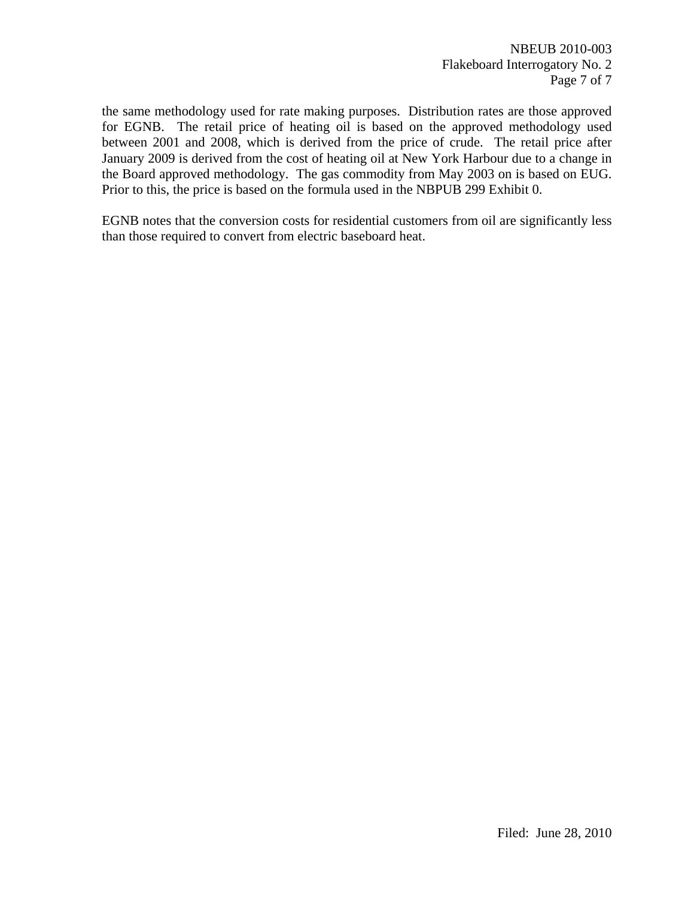the same methodology used for rate making purposes. Distribution rates are those approved for EGNB. The retail price of heating oil is based on the approved methodology used between 2001 and 2008, which is derived from the price of crude. The retail price after January 2009 is derived from the cost of heating oil at New York Harbour due to a change in the Board approved methodology. The gas commodity from May 2003 on is based on EUG. Prior to this, the price is based on the formula used in the NBPUB 299 Exhibit 0.

EGNB notes that the conversion costs for residential customers from oil are significantly less than those required to convert from electric baseboard heat.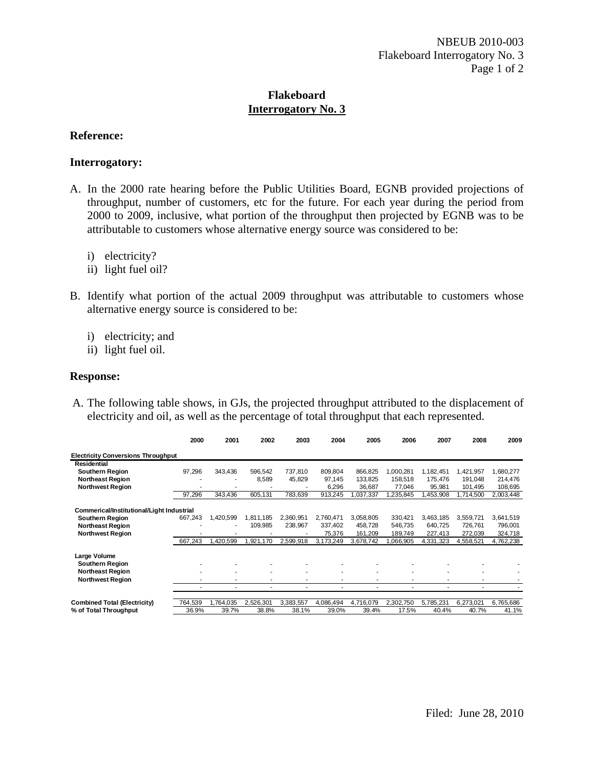# Flakeboard
## Interrogatory No. 3

**Reference:**

**Interrogatory:**

A. In the 2000 rate hearing before the Public Utilities Board, EGNB provided projections of throughput, number of customers, etc for the future. For each year during the period from 2000 to 2009, inclusive, what portion of the throughput then projected by EGNB was to be attributable to customers whose alternative energy source was considered to be:

   i) electricity?
   ii) light fuel oil?

B. Identify what portion of the actual 2009 throughput was attributable to customers whose alternative energy source is considered to be:

   i) electricity; and
   ii) light fuel oil.

**Response:**

A. The following table shows, in GJs, the projected throughput attributed to the displacement of electricity and oil, as well as the percentage of total throughput that each represented.

| | 2000 | 2001 | 2002 | 2003 | 2004 | 2005 | 2006 | 2007 | 2008 | 2009 |
|---|---|---|---|---|---|---|---|---|---|---|
| **Electricity Conversions Throughput** | | | | | | | | | | |
| **Residential** | | | | | | | | | | |
| **Southern Region** | 97,296 | 343,436 | 596,542 | 737,810 | 809,804 | 866,825 | 1,000,281 | 1,182,451 | 1,421,957 | 1,680,277 |
| **Northeast Region** | - | - | 8,589 | 45,829 | 97,145 | 133,825 | 158,518 | 175,476 | 191,048 | 214,476 |
| **Northwest Region** | - | - | - | - | 6,296 | 36,687 | 77,046 | 95,981 | 101,495 | 108,695 |
| | 97,296 | 343,436 | 605,131 | 783,639 | 913,245 | 1,037,337 | 1,235,845 | 1,453,908 | 1,714,500 | 2,003,448 |
| **Commerical/Institutional/Light Industrial** | | | | | | | | | | |
| **Southern Region** | 667,243 | 1,420,599 | 1,811,185 | 2,360,951 | 2,760,471 | 3,058,805 | 330,421 | 3,463,185 | 3,559,721 | 3,641,519 |
| **Northeast Region** | - | - | 109,985 | 238,967 | 337,402 | 458,728 | 546,735 | 640,725 | 726,761 | 796,001 |
| **Northwest Region** | - | - | - | - | 75,376 | 161,209 | 189,749 | 227,413 | 272,039 | 324,718 |
| | 667,243 | 1,420,599 | 1,921,170 | 2,599,918 | 3,173,249 | 3,678,742 | 1,066,905 | 4,331,323 | 4,558,521 | 4,762,238 |
| **Large Volume** | | | | | | | | | | |
| **Southern Region** | - | - | - | - | - | - | - | - | - | - |
| **Northeast Region** | - | - | - | - | - | - | - | - | - | - |
| **Northwest Region** | - | - | - | - | - | - | - | - | - | - |
| | - | - | - | - | - | - | - | - | - | - |
| **Combined Total (Electricity)** | 764,539 | 1,764,035 | 2,526,301 | 3,383,557 | 4,086,494 | 4,716,079 | 2,302,750 | 5,785,231 | 6,273,021 | 6,765,686 |
| **% of Total Throughput** | 36.9% | 39.7% | 38.8% | 38.1% | 39.0% | 39.4% | 17.5% | 40.4% | 40.7% | 41.1% |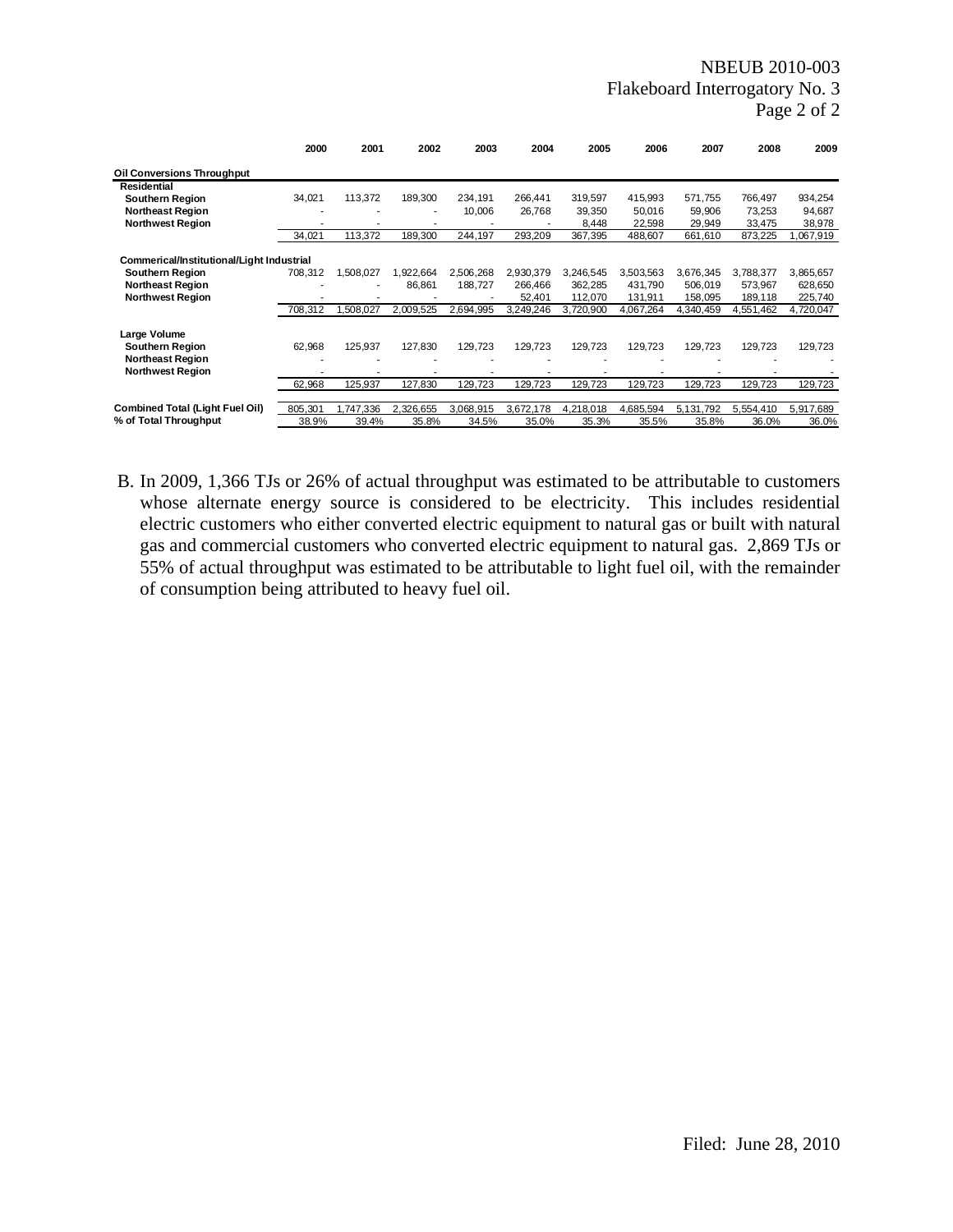|  | 2000 | 2001 | 2002 | 2003 | 2004 | 2005 | 2006 | 2007 | 2008 | 2009 |
|---|---|---|---|---|---|---|---|---|---|---|
| **Oil Conversions Throughput** |  |  |  |  |  |  |  |  |  |  |
| **Residential** |  |  |  |  |  |  |  |  |  |  |
| **Southern Region** | 34,021 | 113,372 | 189,300 | 234,191 | 266,441 | 319,597 | 415,993 | 571,755 | 766,497 | 934,254 |
| **Northeast Region** | - | - | - | 10,006 | 26,768 | 39,350 | 50,016 | 59,906 | 73,253 | 94,687 |
| **Northwest Region** | - | - | - | - | - | 8,448 | 22,598 | 29,949 | 33,475 | 38,978 |
|  | 34,021 | 113,372 | 189,300 | 244,197 | 293,209 | 367,395 | 488,607 | 661,610 | 873,225 | 1,067,919 |
| **Commerical/Institutional/Light Industrial** |  |  |  |  |  |  |  |  |  |  |
| **Southern Region** | 708,312 | 1,508,027 | 1,922,664 | 2,506,268 | 2,930,379 | 3,246,545 | 3,503,563 | 3,676,345 | 3,788,377 | 3,865,657 |
| **Northeast Region** | - | - | 86,861 | 188,727 | 266,466 | 362,285 | 431,790 | 506,019 | 573,967 | 628,650 |
| **Northwest Region** | - | - | - | - | 52,401 | 112,070 | 131,911 | 158,095 | 189,118 | 225,740 |
|  | 708,312 | 1,508,027 | 2,009,525 | 2,694,995 | 3,249,246 | 3,720,900 | 4,067,264 | 4,340,459 | 4,551,462 | 4,720,047 |
| **Large Volume** |  |  |  |  |  |  |  |  |  |  |
| **Southern Region** | 62,968 | 125,937 | 127,830 | 129,723 | 129,723 | 129,723 | 129,723 | 129,723 | 129,723 | 129,723 |
| **Northeast Region** | - | - | - | - | - | - | - | - | - | - |
| **Northwest Region** | - | - | - | - | - | - | - | - | - | - |
|  | 62,968 | 125,937 | 127,830 | 129,723 | 129,723 | 129,723 | 129,723 | 129,723 | 129,723 | 129,723 |
| **Combined Total (Light Fuel Oil)** | 805,301 | 1,747,336 | 2,326,655 | 3,068,915 | 3,672,178 | 4,218,018 | 4,685,594 | 5,131,792 | 5,554,410 | 5,917,689 |
| **% of Total Throughput** | 38.9% | 39.4% | 35.8% | 34.5% | 35.0% | 35.3% | 35.5% | 35.8% | 36.0% | 36.0% |

B. In 2009, 1,366 TJs or 26% of actual throughput was estimated to be attributable to customers whose alternate energy source is considered to be electricity. This includes residential electric customers who either converted electric equipment to natural gas or built with natural gas and commercial customers who converted electric equipment to natural gas. 2,869 TJs or 55% of actual throughput was estimated to be attributable to light fuel oil, with the remainder of consumption being attributed to heavy fuel oil.

Filed: June 28, 2010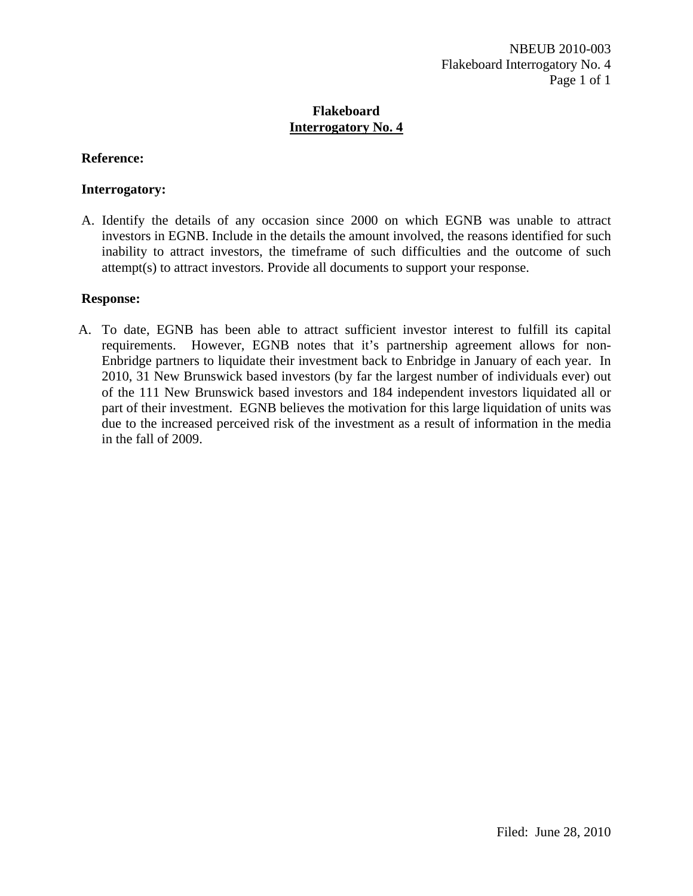# Flakeboard
## Interrogatory No. 4

**Reference:**

**Interrogatory:**

A. Identify the details of any occasion since 2000 on which EGNB was unable to attract investors in EGNB. Include in the details the amount involved, the reasons identified for such inability to attract investors, the timeframe of such difficulties and the outcome of such attempt(s) to attract investors. Provide all documents to support your response.

**Response:**

A. To date, EGNB has been able to attract sufficient investor interest to fulfill its capital requirements. However, EGNB notes that it's partnership agreement allows for non-Enbridge partners to liquidate their investment back to Enbridge in January of each year. In 2010, 31 New Brunswick based investors (by far the largest number of individuals ever) out of the 111 New Brunswick based investors and 184 independent investors liquidated all or part of their investment. EGNB believes the motivation for this large liquidation of units was due to the increased perceived risk of the investment as a result of information in the media in the fall of 2009.

Filed: June 28, 2010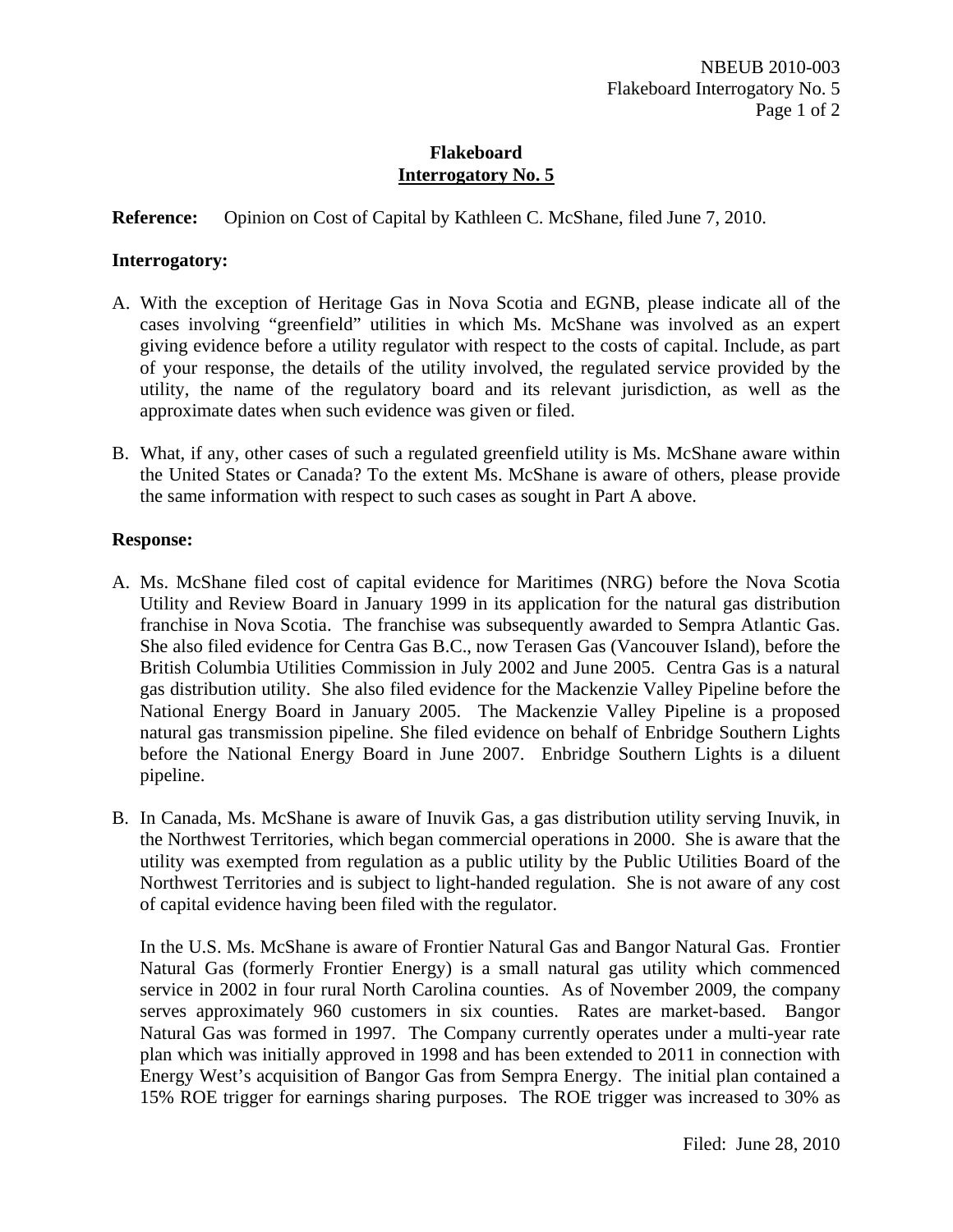# Flakeboard
## Interrogatory No. 5

**Reference:** Opinion on Cost of Capital by Kathleen C. McShane, filed June 7, 2010.

**Interrogatory:**

A. With the exception of Heritage Gas in Nova Scotia and EGNB, please indicate all of the cases involving "greenfield" utilities in which Ms. McShane was involved as an expert giving evidence before a utility regulator with respect to the costs of capital. Include, as part of your response, the details of the utility involved, the regulated service provided by the utility, the name of the regulatory board and its relevant jurisdiction, as well as the approximate dates when such evidence was given or filed.

B. What, if any, other cases of such a regulated greenfield utility is Ms. McShane aware within the United States or Canada? To the extent Ms. McShane is aware of others, please provide the same information with respect to such cases as sought in Part A above.

**Response:**

A. Ms. McShane filed cost of capital evidence for Maritimes (NRG) before the Nova Scotia Utility and Review Board in January 1999 in its application for the natural gas distribution franchise in Nova Scotia. The franchise was subsequently awarded to Sempra Atlantic Gas. She also filed evidence for Centra Gas B.C., now Terasen Gas (Vancouver Island), before the British Columbia Utilities Commission in July 2002 and June 2005. Centra Gas is a natural gas distribution utility. She also filed evidence for the Mackenzie Valley Pipeline before the National Energy Board in January 2005. The Mackenzie Valley Pipeline is a proposed natural gas transmission pipeline. She filed evidence on behalf of Enbridge Southern Lights before the National Energy Board in June 2007. Enbridge Southern Lights is a diluent pipeline.

B. In Canada, Ms. McShane is aware of Inuvik Gas, a gas distribution utility serving Inuvik, in the Northwest Territories, which began commercial operations in 2000. She is aware that the utility was exempted from regulation as a public utility by the Public Utilities Board of the Northwest Territories and is subject to light-handed regulation. She is not aware of any cost of capital evidence having been filed with the regulator.

   In the U.S. Ms. McShane is aware of Frontier Natural Gas and Bangor Natural Gas. Frontier Natural Gas (formerly Frontier Energy) is a small natural gas utility which commenced service in 2002 in four rural North Carolina counties. As of November 2009, the company serves approximately 960 customers in six counties. Rates are market-based. Bangor Natural Gas was formed in 1997. The Company currently operates under a multi-year rate plan which was initially approved in 1998 and has been extended to 2011 in connection with Energy West's acquisition of Bangor Gas from Sempra Energy. The initial plan contained a 15% ROE trigger for earnings sharing purposes. The ROE trigger was increased to 30% as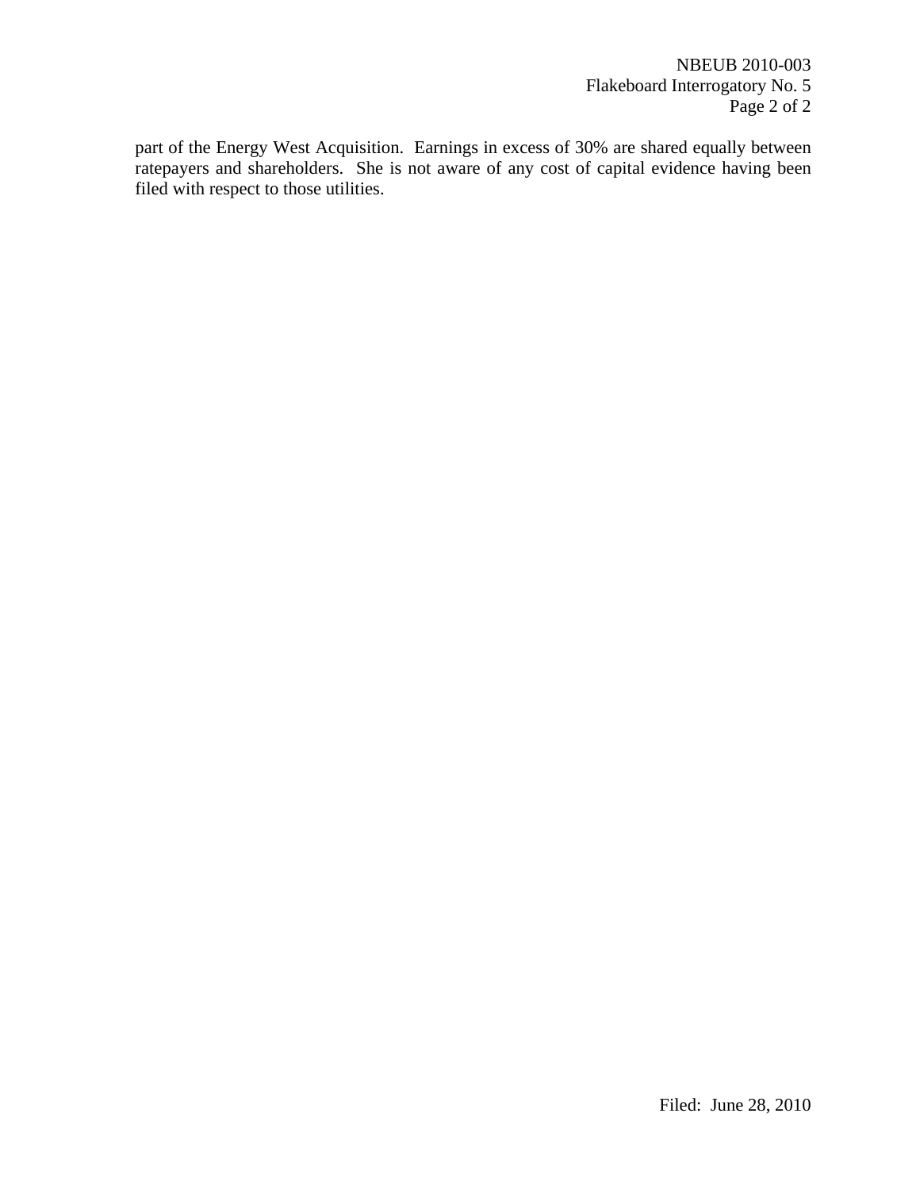part of the Energy West Acquisition. Earnings in excess of 30% are shared equally between ratepayers and shareholders. She is not aware of any cost of capital evidence having been filed with respect to those utilities.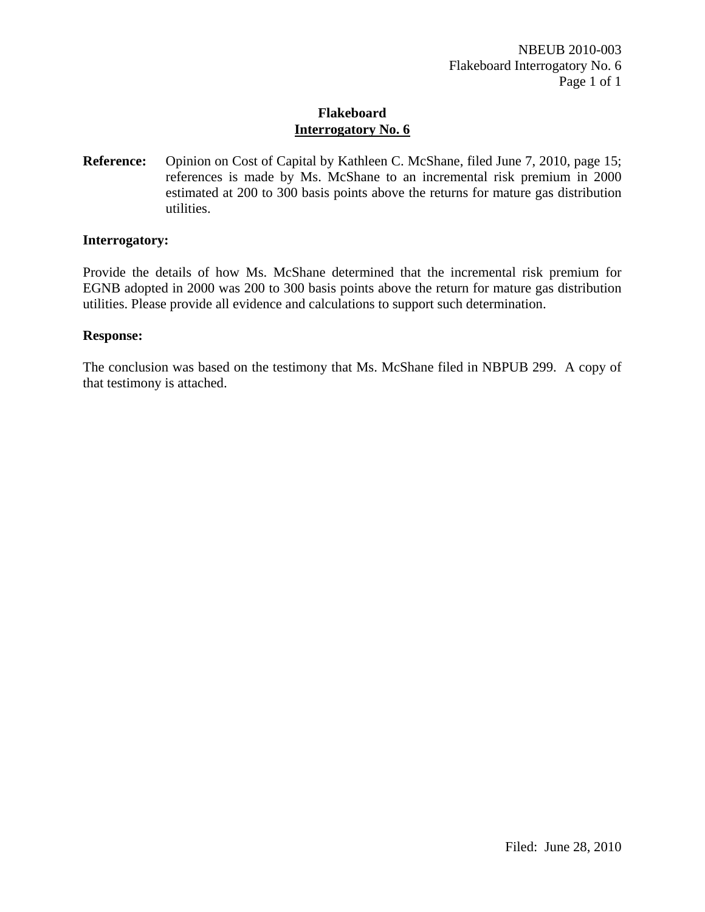# Flakeboard
## Interrogatory No. 6

**Reference:** Opinion on Cost of Capital by Kathleen C. McShane, filed June 7, 2010, page 15; references is made by Ms. McShane to an incremental risk premium in 2000 estimated at 200 to 300 basis points above the returns for mature gas distribution utilities.

**Interrogatory:**

Provide the details of how Ms. McShane determined that the incremental risk premium for EGNB adopted in 2000 was 200 to 300 basis points above the return for mature gas distribution utilities. Please provide all evidence and calculations to support such determination.

**Response:**

The conclusion was based on the testimony that Ms. McShane filed in NBPUB 299. A copy of that testimony is attached.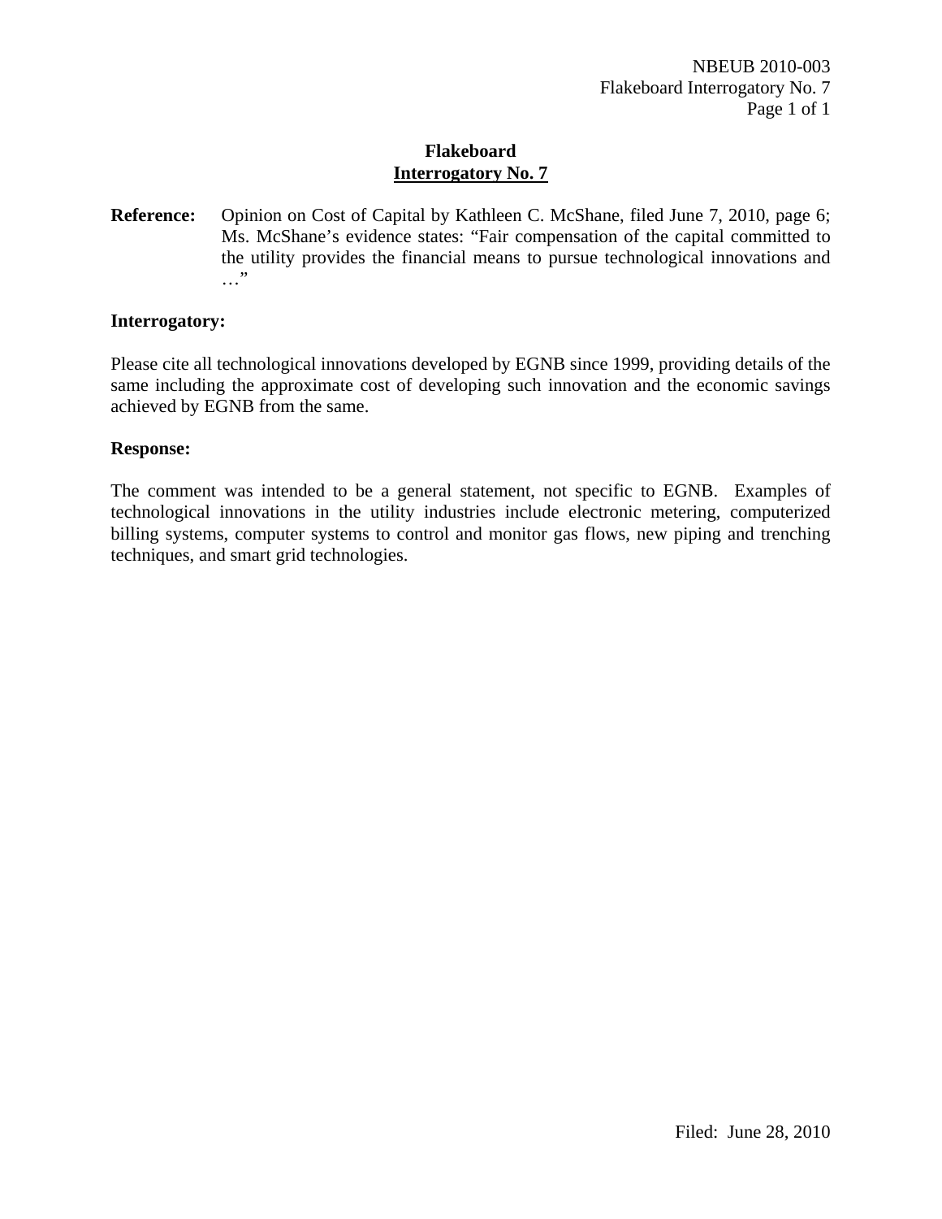**Flakeboard**
**Interrogatory No. 7**

**Reference:** Opinion on Cost of Capital by Kathleen C. McShane, filed June 7, 2010, page 6; Ms. McShane's evidence states: "Fair compensation of the capital committed to the utility provides the financial means to pursue technological innovations and …"

**Interrogatory:**

Please cite all technological innovations developed by EGNB since 1999, providing details of the same including the approximate cost of developing such innovation and the economic savings achieved by EGNB from the same.

**Response:**

The comment was intended to be a general statement, not specific to EGNB. Examples of technological innovations in the utility industries include electronic metering, computerized billing systems, computer systems to control and monitor gas flows, new piping and trenching techniques, and smart grid technologies.

Filed: June 28, 2010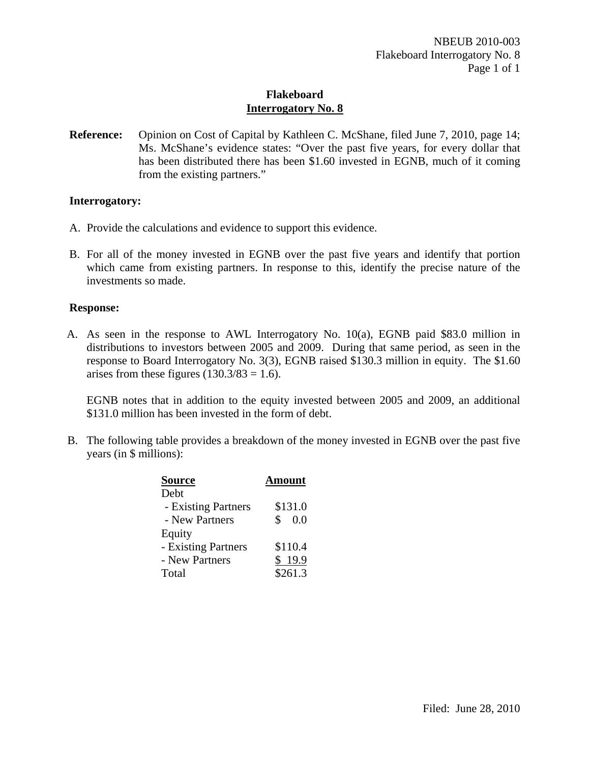## Flakeboard
## Interrogatory No. 8

**Reference:** Opinion on Cost of Capital by Kathleen C. McShane, filed June 7, 2010, page 14; Ms. McShane's evidence states: "Over the past five years, for every dollar that has been distributed there has been $1.60 invested in EGNB, much of it coming from the existing partners."

**Interrogatory:**

A. Provide the calculations and evidence to support this evidence.

B. For all of the money invested in EGNB over the past five years and identify that portion which came from existing partners. In response to this, identify the precise nature of the investments so made.

**Response:**

A. As seen in the response to AWL Interrogatory No. 10(a), EGNB paid $83.0 million in distributions to investors between 2005 and 2009. During that same period, as seen in the response to Board Interrogatory No. 3(3), EGNB raised $130.3 million in equity. The $1.60 arises from these figures (130.3/83 = 1.6).

   EGNB notes that in addition to the equity invested between 2005 and 2009, an additional $131.0 million has been invested in the form of debt.

B. The following table provides a breakdown of the money invested in EGNB over the past five years (in $ millions):

| Source | Amount |
|---|---|
| Debt | |
| - Existing Partners | $131.0 |
| - New Partners | $ 0.0 |
| Equity | |
| - Existing Partners | $110.4 |
| - New Partners | $ 19.9 |
| Total | $261.3 |

Filed: June 28, 2010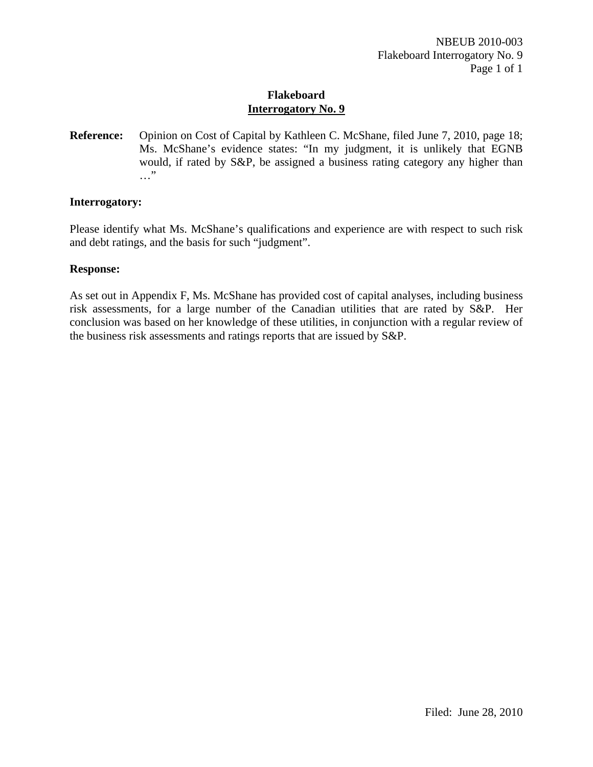**Flakeboard**
**Interrogatory No. 9**

**Reference:** Opinion on Cost of Capital by Kathleen C. McShane, filed June 7, 2010, page 18; Ms. McShane's evidence states: "In my judgment, it is unlikely that EGNB would, if rated by S&P, be assigned a business rating category any higher than …"

**Interrogatory:**

Please identify what Ms. McShane's qualifications and experience are with respect to such risk and debt ratings, and the basis for such "judgment".

**Response:**

As set out in Appendix F, Ms. McShane has provided cost of capital analyses, including business risk assessments, for a large number of the Canadian utilities that are rated by S&P. Her conclusion was based on her knowledge of these utilities, in conjunction with a regular review of the business risk assessments and ratings reports that are issued by S&P.

Filed: June 28, 2010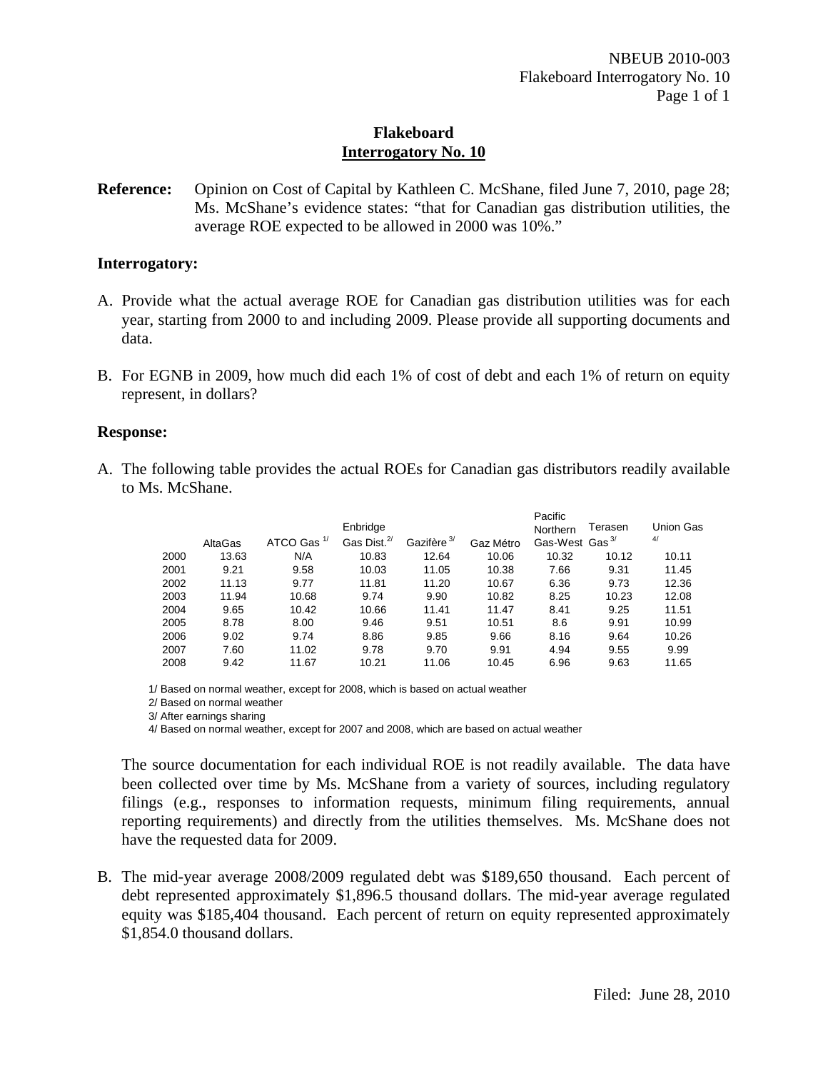## Flakeboard

## Interrogatory No. 10

**Reference:** Opinion on Cost of Capital by Kathleen C. McShane, filed June 7, 2010, page 28; Ms. McShane's evidence states: "that for Canadian gas distribution utilities, the average ROE expected to be allowed in 2000 was 10%."

### Interrogatory:

A. Provide what the actual average ROE for Canadian gas distribution utilities was for each year, starting from 2000 to and including 2009. Please provide all supporting documents and data.

B. For EGNB in 2009, how much did each 1% of cost of debt and each 1% of return on equity represent, in dollars?

### Response:

A. The following table provides the actual ROEs for Canadian gas distributors readily available to Ms. McShane.

| | AltaGas | ATCO Gas [1/] | Enbridge Gas Dist.[2/] | Gazifère [3/] | Gaz Métro | Pacific Northern Gas-West | Terasen Gas [3/] | Union Gas [4/] |
|---|---|---|---|---|---|---|---|---|
| 2000 | 13.63 | N/A | 10.83 | 12.64 | 10.06 | 10.32 | 10.12 | 10.11 |
| 2001 | 9.21 | 9.58 | 10.03 | 11.05 | 10.38 | 7.66 | 9.31 | 11.45 |
| 2002 | 11.13 | 9.77 | 11.81 | 11.20 | 10.67 | 6.36 | 9.73 | 12.36 |
| 2003 | 11.94 | 10.68 | 9.74 | 9.90 | 10.82 | 8.25 | 10.23 | 12.08 |
| 2004 | 9.65 | 10.42 | 10.66 | 11.41 | 11.47 | 8.41 | 9.25 | 11.51 |
| 2005 | 8.78 | 8.00 | 9.46 | 9.51 | 10.51 | 8.6 | 9.91 | 10.99 |
| 2006 | 9.02 | 9.74 | 8.86 | 9.85 | 9.66 | 8.16 | 9.64 | 10.26 |
| 2007 | 7.60 | 11.02 | 9.78 | 9.70 | 9.91 | 4.94 | 9.55 | 9.99 |
| 2008 | 9.42 | 11.67 | 10.21 | 11.06 | 10.45 | 6.96 | 9.63 | 11.65 |

1/ Based on normal weather, except for 2008, which is based on actual weather

2/ Based on normal weather

3/ After earnings sharing

4/ Based on normal weather, except for 2007 and 2008, which are based on actual weather

The source documentation for each individual ROE is not readily available. The data have been collected over time by Ms. McShane from a variety of sources, including regulatory filings (e.g., responses to information requests, minimum filing requirements, annual reporting requirements) and directly from the utilities themselves. Ms. McShane does not have the requested data for 2009.

B. The mid-year average 2008/2009 regulated debt was $189,650 thousand. Each percent of debt represented approximately $1,896.5 thousand dollars. The mid-year average regulated equity was $185,404 thousand. Each percent of return on equity represented approximately $1,854.0 thousand dollars.

Filed: June 28, 2010